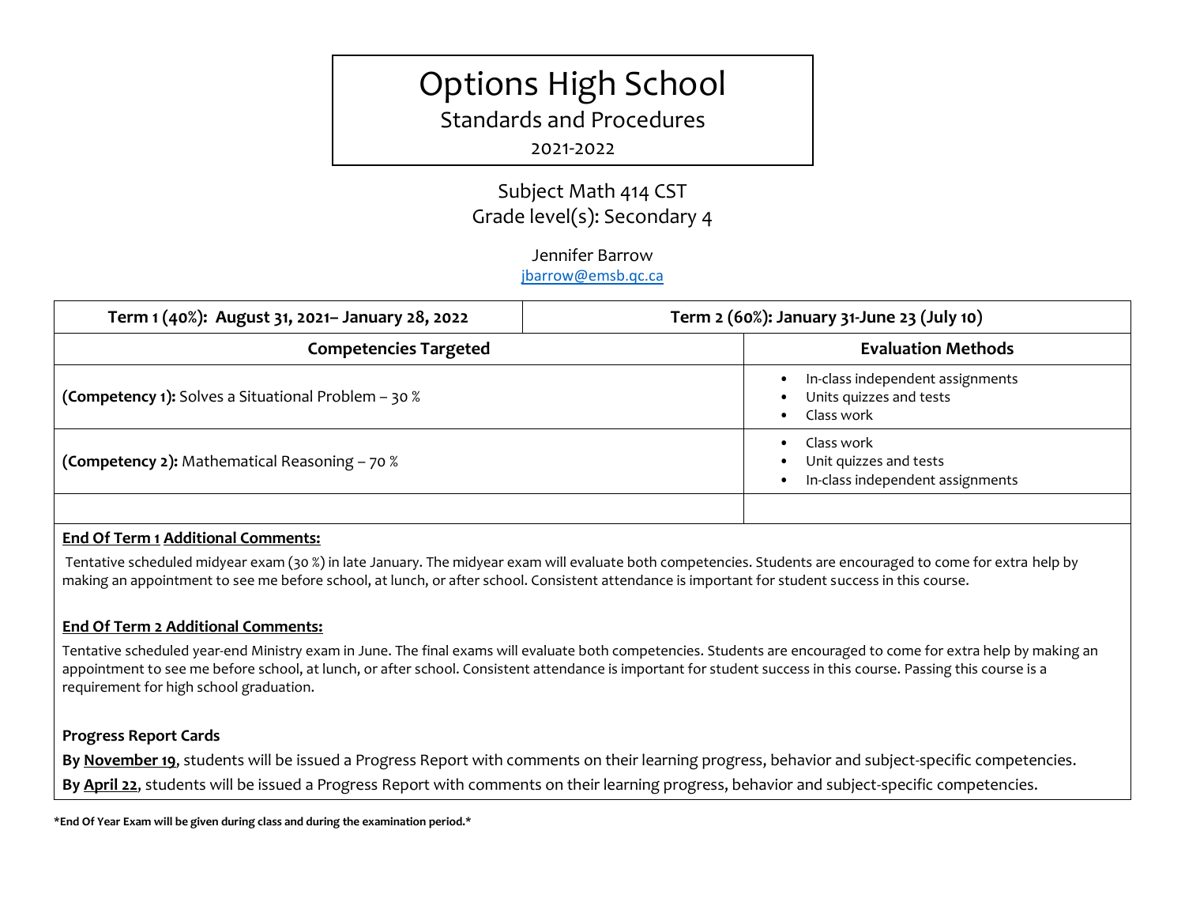# Options High School

## Standards and Procedures

2021-2022

Subject Math 414 CST
Grade level(s): Secondary 4

Jennifer Barrow
jbarrow@emsb.qc.ca

| **Term 1 (40%): August 31, 2021– January 28, 2022** | **Term 2 (60%): January 31-June 23 (July 10)** |
|---|---|
| **Competencies Targeted** | **Evaluation Methods** |
| **(Competency 1):** Solves a Situational Problem – 30 % | • In-class independent assignments<br>• Units quizzes and tests<br>• Class work |
| **(Competency 2):** Mathematical Reasoning – 70 % | • Class work<br>• Unit quizzes and tests<br>• In-class independent assignments |
| | |

**End Of Term 1 Additional Comments:**

Tentative scheduled midyear exam (30 %) in late January. The midyear exam will evaluate both competencies. Students are encouraged to come for extra help by making an appointment to see me before school, at lunch, or after school. Consistent attendance is important for student success in this course.

**End Of Term 2 Additional Comments:**

Tentative scheduled year-end Ministry exam in June. The final exams will evaluate both competencies. Students are encouraged to come for extra help by making an appointment to see me before school, at lunch, or after school. Consistent attendance is important for student success in this course. Passing this course is a requirement for high school graduation.

**Progress Report Cards**

**By November 19**, students will be issued a Progress Report with comments on their learning progress, behavior and subject-specific competencies.

**By April 22**, students will be issued a Progress Report with comments on their learning progress, behavior and subject-specific competencies.

***End Of Year Exam will be given during class and during the examination period.***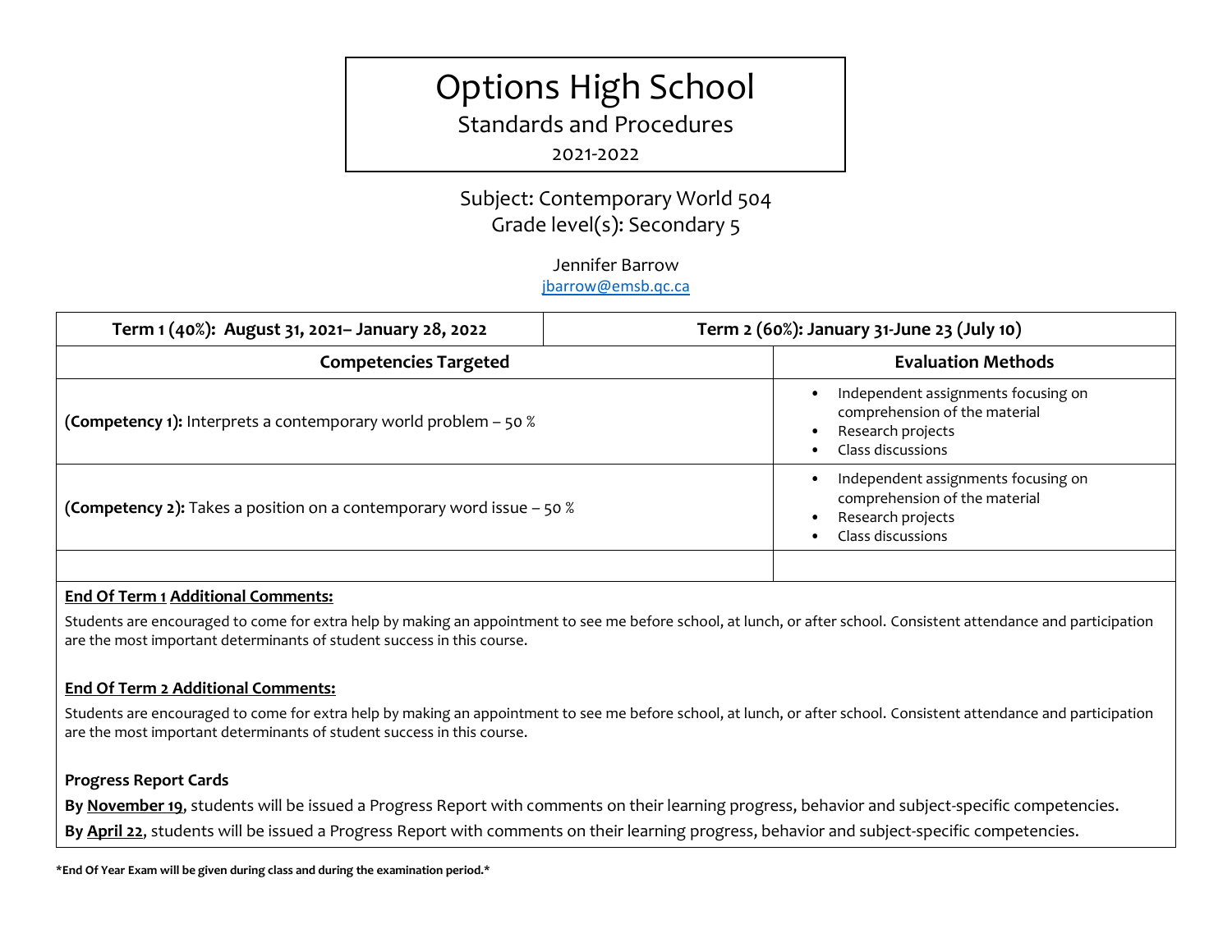# Options High School

Standards and Procedures

2021-2022

Subject: Contemporary World 504
Grade level(s): Secondary 5

Jennifer Barrow
jbarrow@emsb.qc.ca

| Term 1 (40%): August 31, 2021– January 28, 2022 | Term 2 (60%): January 31-June 23 (July 10) |
|---|---|
| **Competencies Targeted** | **Evaluation Methods** |
| **(Competency 1):** Interprets a contemporary world problem – 50 % | • Independent assignments focusing on comprehension of the material<br>• Research projects<br>• Class discussions |
| **(Competency 2):** Takes a position on a contemporary word issue – 50 % | • Independent assignments focusing on comprehension of the material<br>• Research projects<br>• Class discussions |
| | |

**End Of Term 1 Additional Comments:**

Students are encouraged to come for extra help by making an appointment to see me before school, at lunch, or after school. Consistent attendance and participation are the most important determinants of student success in this course.

**End Of Term 2 Additional Comments:**

Students are encouraged to come for extra help by making an appointment to see me before school, at lunch, or after school. Consistent attendance and participation are the most important determinants of student success in this course.

**Progress Report Cards**

**By November 19**, students will be issued a Progress Report with comments on their learning progress, behavior and subject-specific competencies.

**By April 22**, students will be issued a Progress Report with comments on their learning progress, behavior and subject-specific competencies.

**\*End Of Year Exam will be given during class and during the examination period.\***